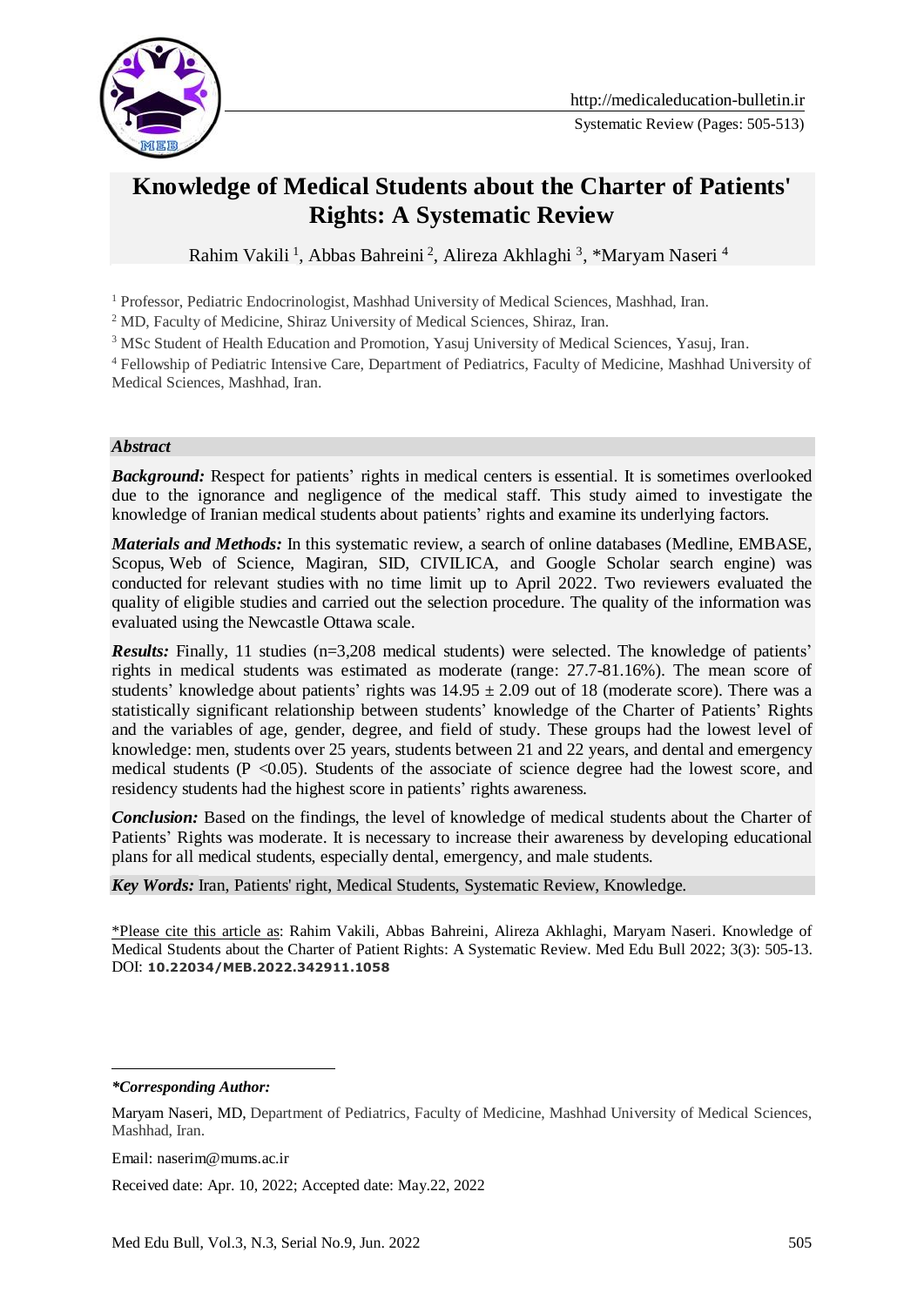http://medicaleducation-bulletin.ir

Systematic Review (Pages: 505-513)

# Knowledge of Medical Students about the Charter of Patients' Rights: A Systematic Review

Rahim Vakili [1], Abbas Bahreini [2], Alireza Akhlaghi [3], *Maryam Naseri [4]

[1] Professor, Pediatric Endocrinologist, Mashhad University of Medical Sciences, Mashhad, Iran.

[2] MD, Faculty of Medicine, Shiraz University of Medical Sciences, Shiraz, Iran.

[3] MSc Student of Health Education and Promotion, Yasuj University of Medical Sciences, Yasuj, Iran.

[4] Fellowship of Pediatric Intensive Care, Department of Pediatrics, Faculty of Medicine, Mashhad University of Medical Sciences, Mashhad, Iran.

### *Abstract*

***Background:*** Respect for patients' rights in medical centers is essential. It is sometimes overlooked due to the ignorance and negligence of the medical staff. This study aimed to investigate the knowledge of Iranian medical students about patients' rights and examine its underlying factors.

***Materials and Methods:*** In this systematic review, a search of online databases (Medline, EMBASE, Scopus, Web of Science, Magiran, SID, CIVILICA, and Google Scholar search engine) was conducted for relevant studies with no time limit up to April 2022. Two reviewers evaluated the quality of eligible studies and carried out the selection procedure. The quality of the information was evaluated using the Newcastle Ottawa scale.

***Results:*** Finally, 11 studies (n=3,208 medical students) were selected. The knowledge of patients' rights in medical students was estimated as moderate (range: 27.7-81.16%). The mean score of students' knowledge about patients' rights was $14.95 \pm 2.09$ out of 18 (moderate score). There was a statistically significant relationship between students' knowledge of the Charter of Patients' Rights and the variables of age, gender, degree, and field of study. These groups had the lowest level of knowledge: men, students over 25 years, students between 21 and 22 years, and dental and emergency medical students ($P < 0.05$). Students of the associate of science degree had the lowest score, and residency students had the highest score in patients' rights awareness.

***Conclusion:*** Based on the findings, the level of knowledge of medical students about the Charter of Patients' Rights was moderate. It is necessary to increase their awareness by developing educational plans for all medical students, especially dental, emergency, and male students.

***Key Words:*** Iran, Patients' right, Medical Students, Systematic Review, Knowledge.

*Please cite this article as: Rahim Vakili, Abbas Bahreini, Alireza Akhlaghi, Maryam Naseri. Knowledge of Medical Students about the Charter of Patient Rights: A Systematic Review. Med Edu Bull 2022; 3(3): 505-13. DOI: **10.22034/MEB.2022.342911.1058**

---

***Corresponding Author:***

Maryam Naseri, MD, Department of Pediatrics, Faculty of Medicine, Mashhad University of Medical Sciences, Mashhad, Iran.

Email: naserim@mums.ac.ir

Received date: Apr. 10, 2022; Accepted date: May.22, 2022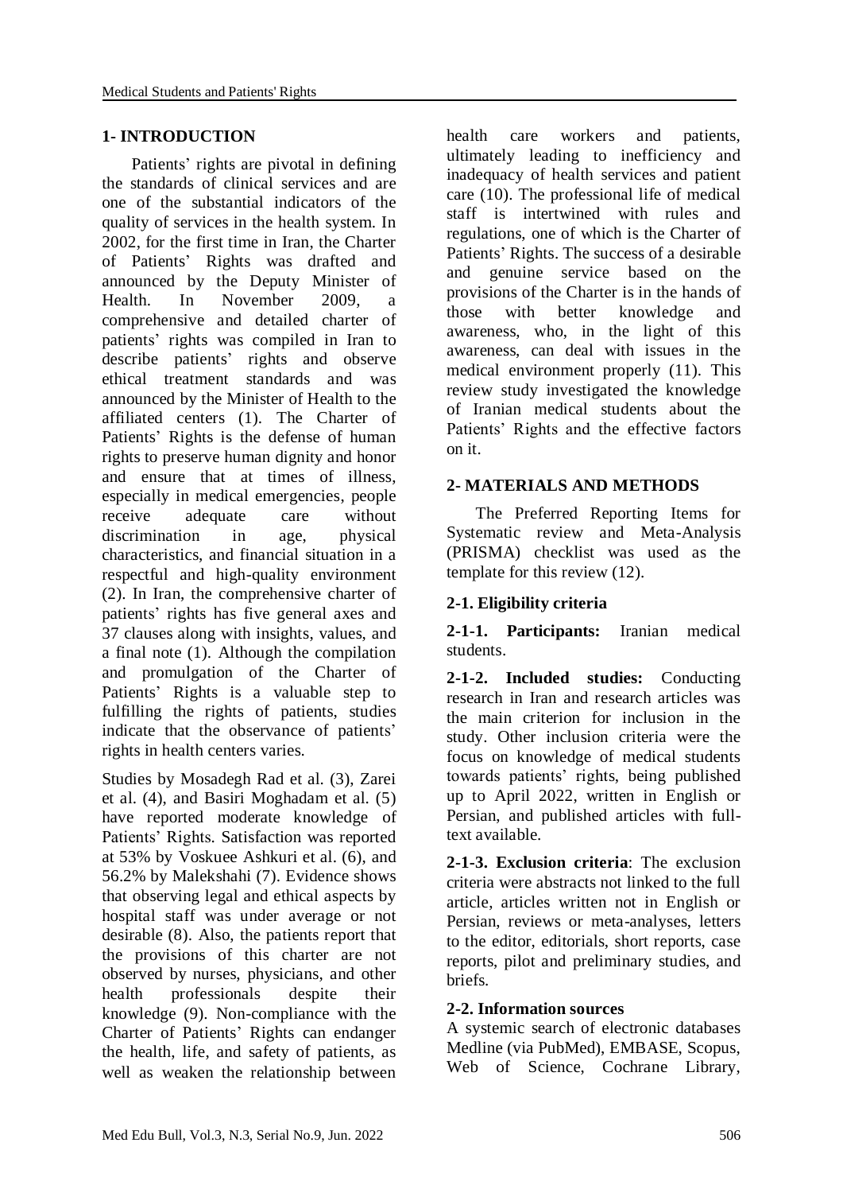## 1- INTRODUCTION

Patients' rights are pivotal in defining the standards of clinical services and are one of the substantial indicators of the quality of services in the health system. In 2002, for the first time in Iran, the Charter of Patients' Rights was drafted and announced by the Deputy Minister of Health. In November 2009, a comprehensive and detailed charter of patients' rights was compiled in Iran to describe patients' rights and observe ethical treatment standards and was announced by the Minister of Health to the affiliated centers (1). The Charter of Patients' Rights is the defense of human rights to preserve human dignity and honor and ensure that at times of illness, especially in medical emergencies, people receive adequate care without discrimination in age, physical characteristics, and financial situation in a respectful and high-quality environment (2). In Iran, the comprehensive charter of patients' rights has five general axes and 37 clauses along with insights, values, and a final note (1). Although the compilation and promulgation of the Charter of Patients' Rights is a valuable step to fulfilling the rights of patients, studies indicate that the observance of patients' rights in health centers varies.

Studies by Mosadegh Rad et al. (3), Zarei et al. (4), and Basiri Moghadam et al. (5) have reported moderate knowledge of Patients' Rights. Satisfaction was reported at 53% by Voskuee Ashkuri et al. (6), and 56.2% by Malekshahi (7). Evidence shows that observing legal and ethical aspects by hospital staff was under average or not desirable (8). Also, the patients report that the provisions of this charter are not observed by nurses, physicians, and other health professionals despite their knowledge (9). Non-compliance with the Charter of Patients' Rights can endanger the health, life, and safety of patients, as well as weaken the relationship between health care workers and patients, ultimately leading to inefficiency and inadequacy of health services and patient care (10). The professional life of medical staff is intertwined with rules and regulations, one of which is the Charter of Patients' Rights. The success of a desirable and genuine service based on the provisions of the Charter is in the hands of those with better knowledge and awareness, who, in the light of this awareness, can deal with issues in the medical environment properly (11). This review study investigated the knowledge of Iranian medical students about the Patients' Rights and the effective factors on it.

## 2- MATERIALS AND METHODS

The Preferred Reporting Items for Systematic review and Meta-Analysis (PRISMA) checklist was used as the template for this review (12).

### 2-1. Eligibility criteria

**2-1-1. Participants:** Iranian medical students.

**2-1-2. Included studies:** Conducting research in Iran and research articles was the main criterion for inclusion in the study. Other inclusion criteria were the focus on knowledge of medical students towards patients' rights, being published up to April 2022, written in English or Persian, and published articles with full-text available.

**2-1-3. Exclusion criteria**: The exclusion criteria were abstracts not linked to the full article, articles written not in English or Persian, reviews or meta-analyses, letters to the editor, editorials, short reports, case reports, pilot and preliminary studies, and briefs.

### 2-2. Information sources

A systemic search of electronic databases Medline (via PubMed), EMBASE, Scopus, Web of Science, Cochrane Library,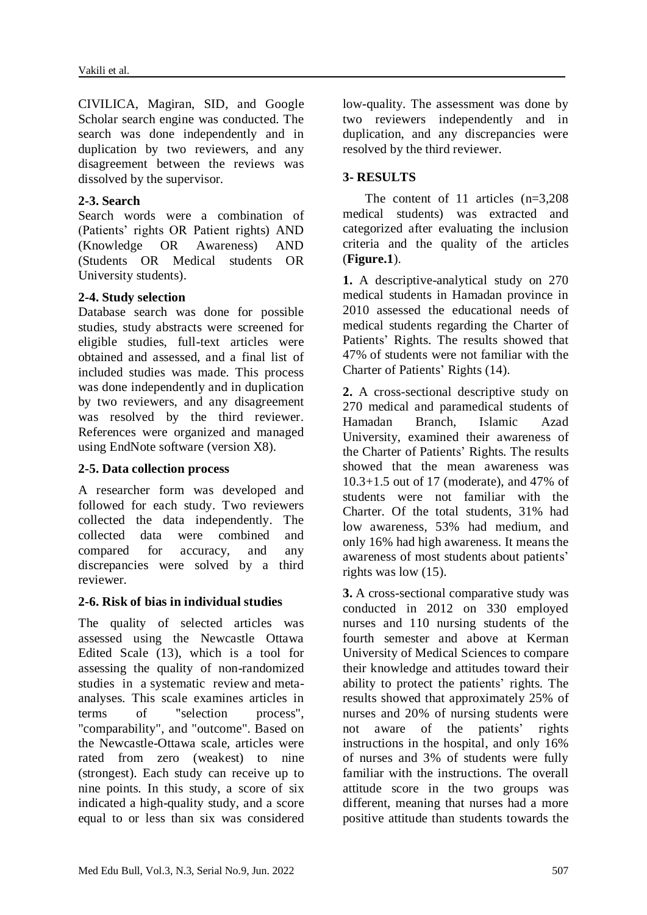CIVILICA, Magiran, SID, and Google Scholar search engine was conducted. The search was done independently and in duplication by two reviewers, and any disagreement between the reviews was dissolved by the supervisor.

### 2-3. Search

Search words were a combination of (Patients' rights OR Patient rights) AND (Knowledge OR Awareness) AND (Students OR Medical students OR University students).

### 2-4. Study selection

Database search was done for possible studies, study abstracts were screened for eligible studies, full-text articles were obtained and assessed, and a final list of included studies was made. This process was done independently and in duplication by two reviewers, and any disagreement was resolved by the third reviewer. References were organized and managed using EndNote software (version X8).

### 2-5. Data collection process

A researcher form was developed and followed for each study. Two reviewers collected the data independently. The collected data were combined and compared for accuracy, and any discrepancies were solved by a third reviewer.

### 2-6. Risk of bias in individual studies

The quality of selected articles was assessed using the Newcastle Ottawa Edited Scale (13), which is a tool for assessing the quality of non-randomized studies in a systematic review and meta-analyses. This scale examines articles in terms of "selection process", "comparability", and "outcome". Based on the Newcastle-Ottawa scale, articles were rated from zero (weakest) to nine (strongest). Each study can receive up to nine points. In this study, a score of six indicated a high-quality study, and a score equal to or less than six was considered low-quality. The assessment was done by two reviewers independently and in duplication, and any discrepancies were resolved by the third reviewer.

## 3- RESULTS

The content of 11 articles (n=3,208 medical students) was extracted and categorized after evaluating the inclusion criteria and the quality of the articles (**Figure.1**).

**1.** A descriptive-analytical study on 270 medical students in Hamadan province in 2010 assessed the educational needs of medical students regarding the Charter of Patients' Rights. The results showed that 47% of students were not familiar with the Charter of Patients' Rights (14).

**2.** A cross-sectional descriptive study on 270 medical and paramedical students of Hamadan Branch, Islamic Azad University, examined their awareness of the Charter of Patients' Rights. The results showed that the mean awareness was 10.3+1.5 out of 17 (moderate), and 47% of students were not familiar with the Charter. Of the total students, 31% had low awareness, 53% had medium, and only 16% had high awareness. It means the awareness of most students about patients' rights was low (15).

**3.** A cross-sectional comparative study was conducted in 2012 on 330 employed nurses and 110 nursing students of the fourth semester and above at Kerman University of Medical Sciences to compare their knowledge and attitudes toward their ability to protect the patients' rights. The results showed that approximately 25% of nurses and 20% of nursing students were not aware of the patients' rights instructions in the hospital, and only 16% of nurses and 3% of students were fully familiar with the instructions. The overall attitude score in the two groups was different, meaning that nurses had a more positive attitude than students towards the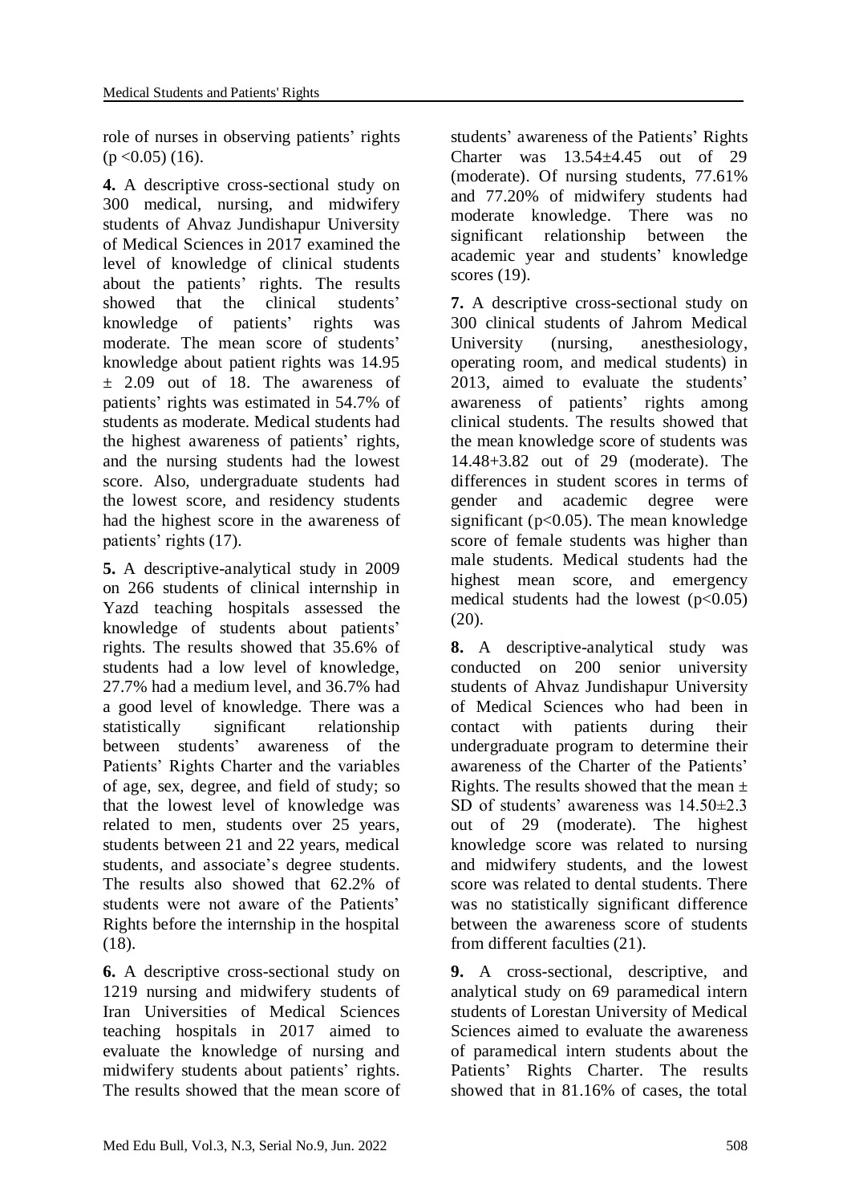role of nurses in observing patients' rights ($p < 0.05$) (16).

**4.** A descriptive cross-sectional study on 300 medical, nursing, and midwifery students of Ahvaz Jundishapur University of Medical Sciences in 2017 examined the level of knowledge of clinical students about the patients' rights. The results showed that the clinical students' knowledge of patients' rights was moderate. The mean score of students' knowledge about patient rights was 14.95 ± 2.09 out of 18. The awareness of patients' rights was estimated in 54.7% of students as moderate. Medical students had the highest awareness of patients' rights, and the nursing students had the lowest score. Also, undergraduate students had the lowest score, and residency students had the highest score in the awareness of patients' rights (17).

**5.** A descriptive-analytical study in 2009 on 266 students of clinical internship in Yazd teaching hospitals assessed the knowledge of students about patients' rights. The results showed that 35.6% of students had a low level of knowledge, 27.7% had a medium level, and 36.7% had a good level of knowledge. There was a statistically significant relationship between students' awareness of the Patients' Rights Charter and the variables of age, sex, degree, and field of study; so that the lowest level of knowledge was related to men, students over 25 years, students between 21 and 22 years, medical students, and associate's degree students. The results also showed that 62.2% of students were not aware of the Patients' Rights before the internship in the hospital (18).

**6.** A descriptive cross-sectional study on 1219 nursing and midwifery students of Iran Universities of Medical Sciences teaching hospitals in 2017 aimed to evaluate the knowledge of nursing and midwifery students about patients' rights. The results showed that the mean score of students' awareness of the Patients' Rights Charter was 13.54±4.45 out of 29 (moderate). Of nursing students, 77.61% and 77.20% of midwifery students had moderate knowledge. There was no significant relationship between the academic year and students' knowledge scores (19).

**7.** A descriptive cross-sectional study on 300 clinical students of Jahrom Medical University (nursing, anesthesiology, operating room, and medical students) in 2013, aimed to evaluate the students' awareness of patients' rights among clinical students. The results showed that the mean knowledge score of students was 14.48+3.82 out of 29 (moderate). The differences in student scores in terms of gender and academic degree were significant ($p<0.05$). The mean knowledge score of female students was higher than male students. Medical students had the highest mean score, and emergency medical students had the lowest ($p<0.05$) (20).

**8.** A descriptive-analytical study was conducted on 200 senior university students of Ahvaz Jundishapur University of Medical Sciences who had been in contact with patients during their undergraduate program to determine their awareness of the Charter of the Patients' Rights. The results showed that the mean ± SD of students' awareness was 14.50±2.3 out of 29 (moderate). The highest knowledge score was related to nursing and midwifery students, and the lowest score was related to dental students. There was no statistically significant difference between the awareness score of students from different faculties (21).

**9.** A cross-sectional, descriptive, and analytical study on 69 paramedical intern students of Lorestan University of Medical Sciences aimed to evaluate the awareness of paramedical intern students about the Patients' Rights Charter. The results showed that in 81.16% of cases, the total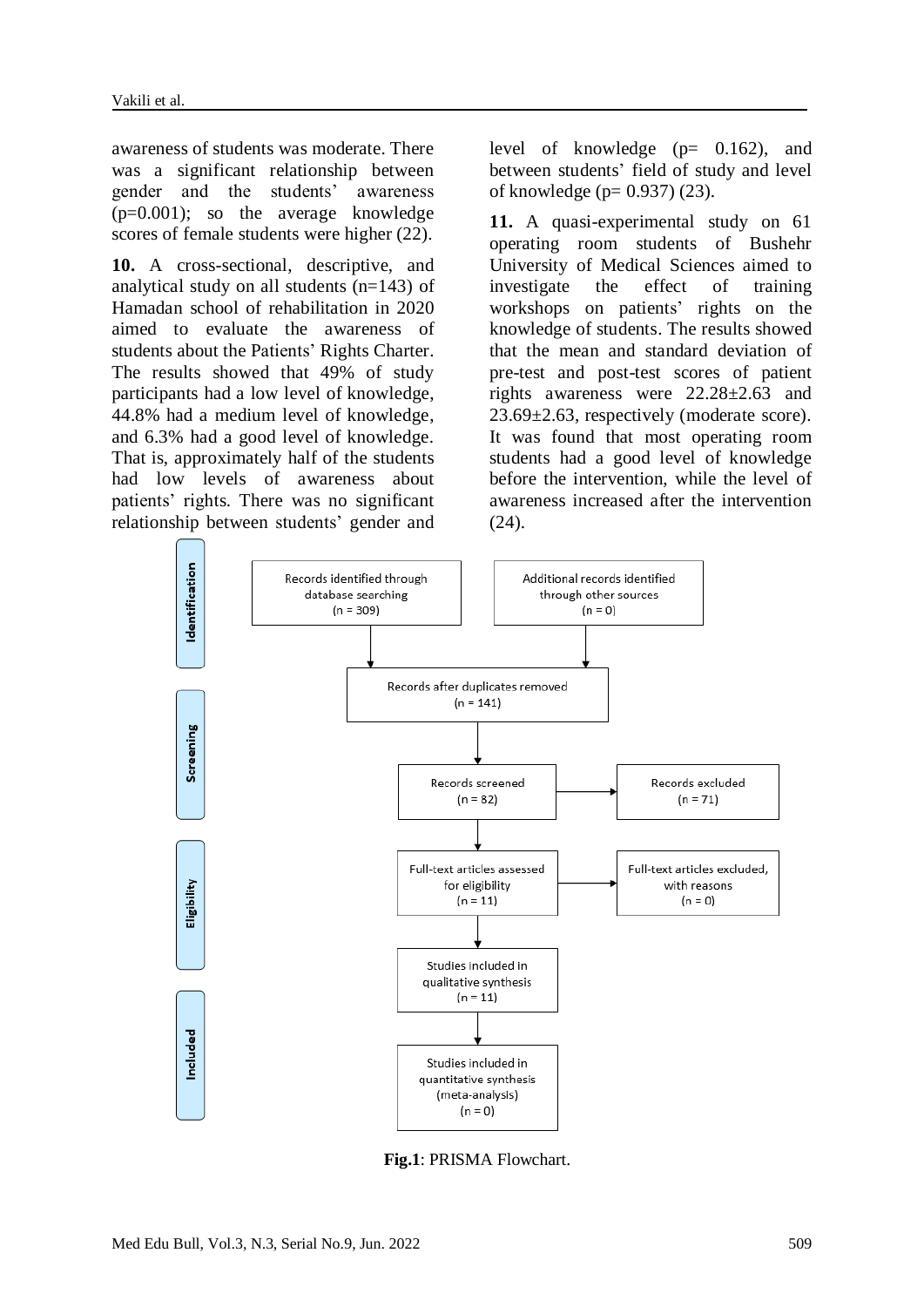awareness of students was moderate. There was a significant relationship between gender and the students' awareness (p=0.001); so the average knowledge scores of female students were higher (22).

**10.** A cross-sectional, descriptive, and analytical study on all students (n=143) of Hamadan school of rehabilitation in 2020 aimed to evaluate the awareness of students about the Patients' Rights Charter. The results showed that 49% of study participants had a low level of knowledge, 44.8% had a medium level of knowledge, and 6.3% had a good level of knowledge. That is, approximately half of the students had low levels of awareness about patients' rights. There was no significant relationship between students' gender and level of knowledge (p= 0.162), and between students' field of study and level of knowledge (p= 0.937) (23).

**11.** A quasi-experimental study on 61 operating room students of Bushehr University of Medical Sciences aimed to investigate the effect of training workshops on patients' rights on the knowledge of students. The results showed that the mean and standard deviation of pre-test and post-test scores of patient rights awareness were 22.28±2.63 and 23.69±2.63, respectively (moderate score). It was found that most operating room students had a good level of knowledge before the intervention, while the level of awareness increased after the intervention (24).

**Identification**

- Records identified through database searching (n = 309)
- Additional records identified through other sources (n = 0)
- Records after duplicates removed (n = 141)

**Screening**

- Records screened (n = 82)
- Records excluded (n = 71)

**Eligibility**

- Full-text articles assessed for eligibility (n = 11)
- Full-text articles excluded, with reasons (n = 0)

**Included**

- Studies included in qualitative synthesis (n = 11)
- Studies included in quantitative synthesis (meta-analysis) (n = 0)

**Fig.1**: PRISMA Flowchart.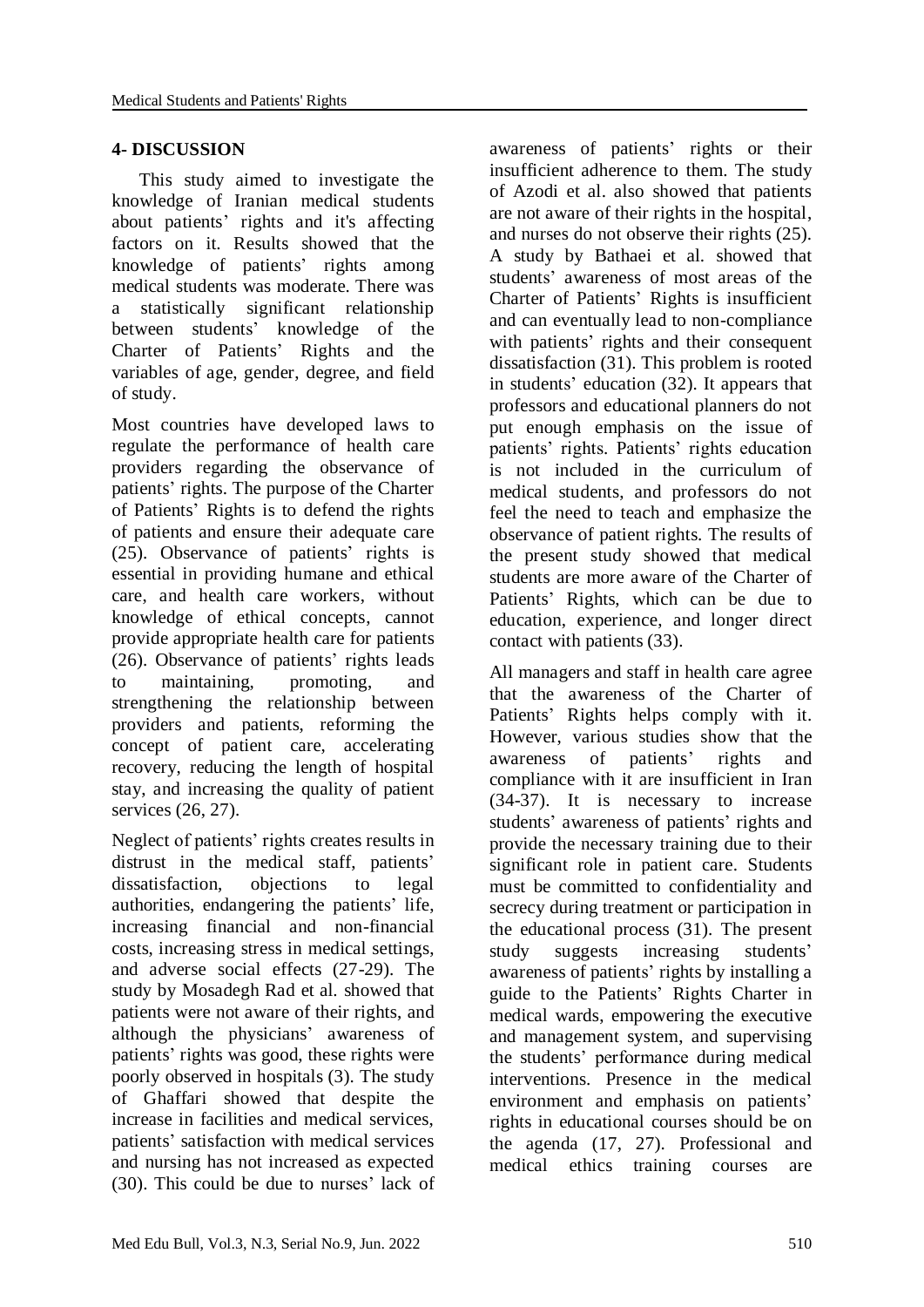## 4- DISCUSSION

This study aimed to investigate the knowledge of Iranian medical students about patients' rights and it's affecting factors on it. Results showed that the knowledge of patients' rights among medical students was moderate. There was a statistically significant relationship between students' knowledge of the Charter of Patients' Rights and the variables of age, gender, degree, and field of study.

Most countries have developed laws to regulate the performance of health care providers regarding the observance of patients' rights. The purpose of the Charter of Patients' Rights is to defend the rights of patients and ensure their adequate care (25). Observance of patients' rights is essential in providing humane and ethical care, and health care workers, without knowledge of ethical concepts, cannot provide appropriate health care for patients (26). Observance of patients' rights leads to maintaining, promoting, and strengthening the relationship between providers and patients, reforming the concept of patient care, accelerating recovery, reducing the length of hospital stay, and increasing the quality of patient services (26, 27).

Neglect of patients' rights creates results in distrust in the medical staff, patients' dissatisfaction, objections to legal authorities, endangering the patients' life, increasing financial and non-financial costs, increasing stress in medical settings, and adverse social effects (27-29). The study by Mosadegh Rad et al. showed that patients were not aware of their rights, and although the physicians' awareness of patients' rights was good, these rights were poorly observed in hospitals (3). The study of Ghaffari showed that despite the increase in facilities and medical services, patients' satisfaction with medical services and nursing has not increased as expected (30). This could be due to nurses' lack of awareness of patients' rights or their insufficient adherence to them. The study of Azodi et al. also showed that patients are not aware of their rights in the hospital, and nurses do not observe their rights (25). A study by Bathaei et al. showed that students' awareness of most areas of the Charter of Patients' Rights is insufficient and can eventually lead to non-compliance with patients' rights and their consequent dissatisfaction (31). This problem is rooted in students' education (32). It appears that professors and educational planners do not put enough emphasis on the issue of patients' rights. Patients' rights education is not included in the curriculum of medical students, and professors do not feel the need to teach and emphasize the observance of patient rights. The results of the present study showed that medical students are more aware of the Charter of Patients' Rights, which can be due to education, experience, and longer direct contact with patients (33).

All managers and staff in health care agree that the awareness of the Charter of Patients' Rights helps comply with it. However, various studies show that the awareness of patients' rights and compliance with it are insufficient in Iran (34-37). It is necessary to increase students' awareness of patients' rights and provide the necessary training due to their significant role in patient care. Students must be committed to confidentiality and secrecy during treatment or participation in the educational process (31). The present study suggests increasing students' awareness of patients' rights by installing a guide to the Patients' Rights Charter in medical wards, empowering the executive and management system, and supervising the students' performance during medical interventions. Presence in the medical environment and emphasis on patients' rights in educational courses should be on the agenda (17, 27). Professional and medical ethics training courses are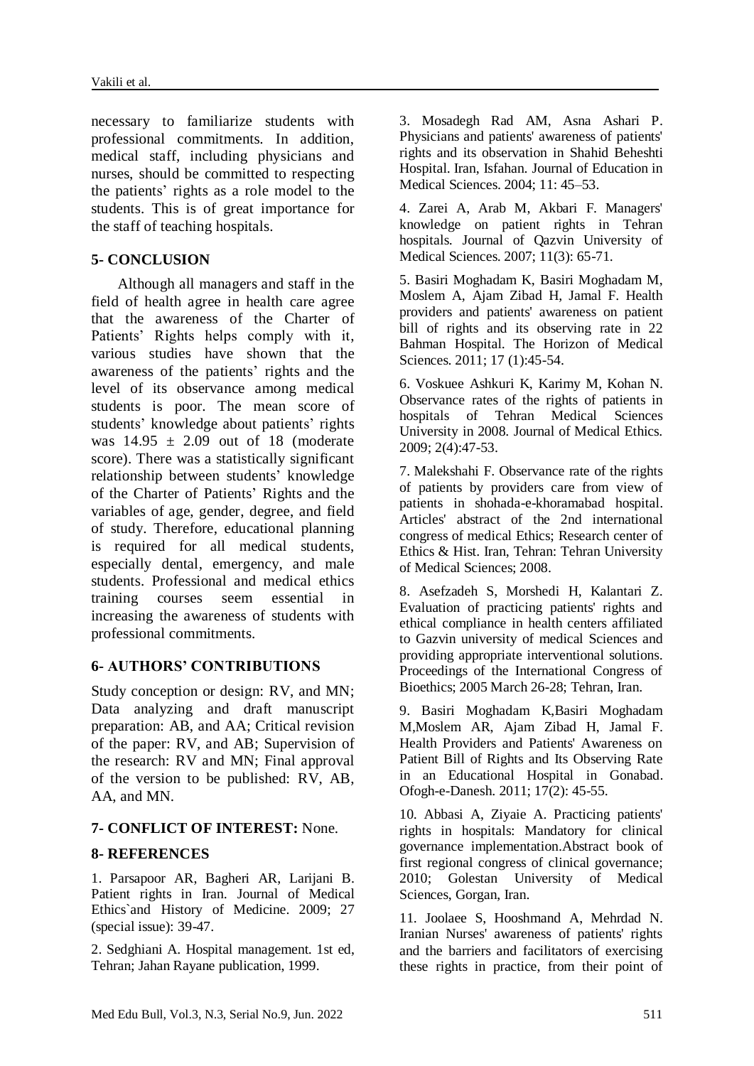necessary to familiarize students with professional commitments. In addition, medical staff, including physicians and nurses, should be committed to respecting the patients' rights as a role model to the students. This is of great importance for the staff of teaching hospitals.

## 5- CONCLUSION

Although all managers and staff in the field of health agree in health care agree that the awareness of the Charter of Patients' Rights helps comply with it, various studies have shown that the awareness of the patients' rights and the level of its observance among medical students is poor. The mean score of students' knowledge about patients' rights was $14.95 \pm 2.09$ out of 18 (moderate score). There was a statistically significant relationship between students' knowledge of the Charter of Patients' Rights and the variables of age, gender, degree, and field of study. Therefore, educational planning is required for all medical students, especially dental, emergency, and male students. Professional and medical ethics training courses seem essential in increasing the awareness of students with professional commitments.

## 6- AUTHORS' CONTRIBUTIONS

Study conception or design: RV, and MN; Data analyzing and draft manuscript preparation: AB, and AA; Critical revision of the paper: RV, and AB; Supervision of the research: RV and MN; Final approval of the version to be published: RV, AB, AA, and MN.

## 7- CONFLICT OF INTEREST: None.

## 8- REFERENCES

1. Parsapoor AR, Bagheri AR, Larijani B. Patient rights in Iran. Journal of Medical Ethics`and History of Medicine. 2009; 27 (special issue): 39-47.

2. Sedghiani A. Hospital management. 1st ed, Tehran; Jahan Rayane publication, 1999.

3. Mosadegh Rad AM, Asna Ashari P. Physicians and patients' awareness of patients' rights and its observation in Shahid Beheshti Hospital. Iran, Isfahan. Journal of Education in Medical Sciences. 2004; 11: 45–53.

4. Zarei A, Arab M, Akbari F. Managers' knowledge on patient rights in Tehran hospitals. Journal of Qazvin University of Medical Sciences. 2007; 11(3): 65-71.

5. Basiri Moghadam K, Basiri Moghadam M, Moslem A, Ajam Zibad H, Jamal F. Health providers and patients' awareness on patient bill of rights and its observing rate in 22 Bahman Hospital. The Horizon of Medical Sciences. 2011; 17 (1):45-54.

6. Voskuee Ashkuri K, Karimy M, Kohan N. Observance rates of the rights of patients in hospitals of Tehran Medical Sciences University in 2008. Journal of Medical Ethics. 2009; 2(4):47-53.

7. Malekshahi F. Observance rate of the rights of patients by providers care from view of patients in shohada-e-khoramabad hospital. Articles' abstract of the 2nd international congress of medical Ethics; Research center of Ethics & Hist. Iran, Tehran: Tehran University of Medical Sciences; 2008.

8. Asefzadeh S, Morshedi H, Kalantari Z. Evaluation of practicing patients' rights and ethical compliance in health centers affiliated to Gazvin university of medical Sciences and providing appropriate interventional solutions. Proceedings of the International Congress of Bioethics; 2005 March 26-28; Tehran, Iran.

9. Basiri Moghadam K,Basiri Moghadam M,Moslem AR, Ajam Zibad H, Jamal F. Health Providers and Patients' Awareness on Patient Bill of Rights and Its Observing Rate in an Educational Hospital in Gonabad. Ofogh-e-Danesh. 2011; 17(2): 45-55.

10. Abbasi A, Ziyaie A. Practicing patients' rights in hospitals: Mandatory for clinical governance implementation.Abstract book of first regional congress of clinical governance; 2010; Golestan University of Medical Sciences, Gorgan, Iran.

11. Joolaee S, Hooshmand A, Mehrdad N. Iranian Nurses' awareness of patients' rights and the barriers and facilitators of exercising these rights in practice, from their point of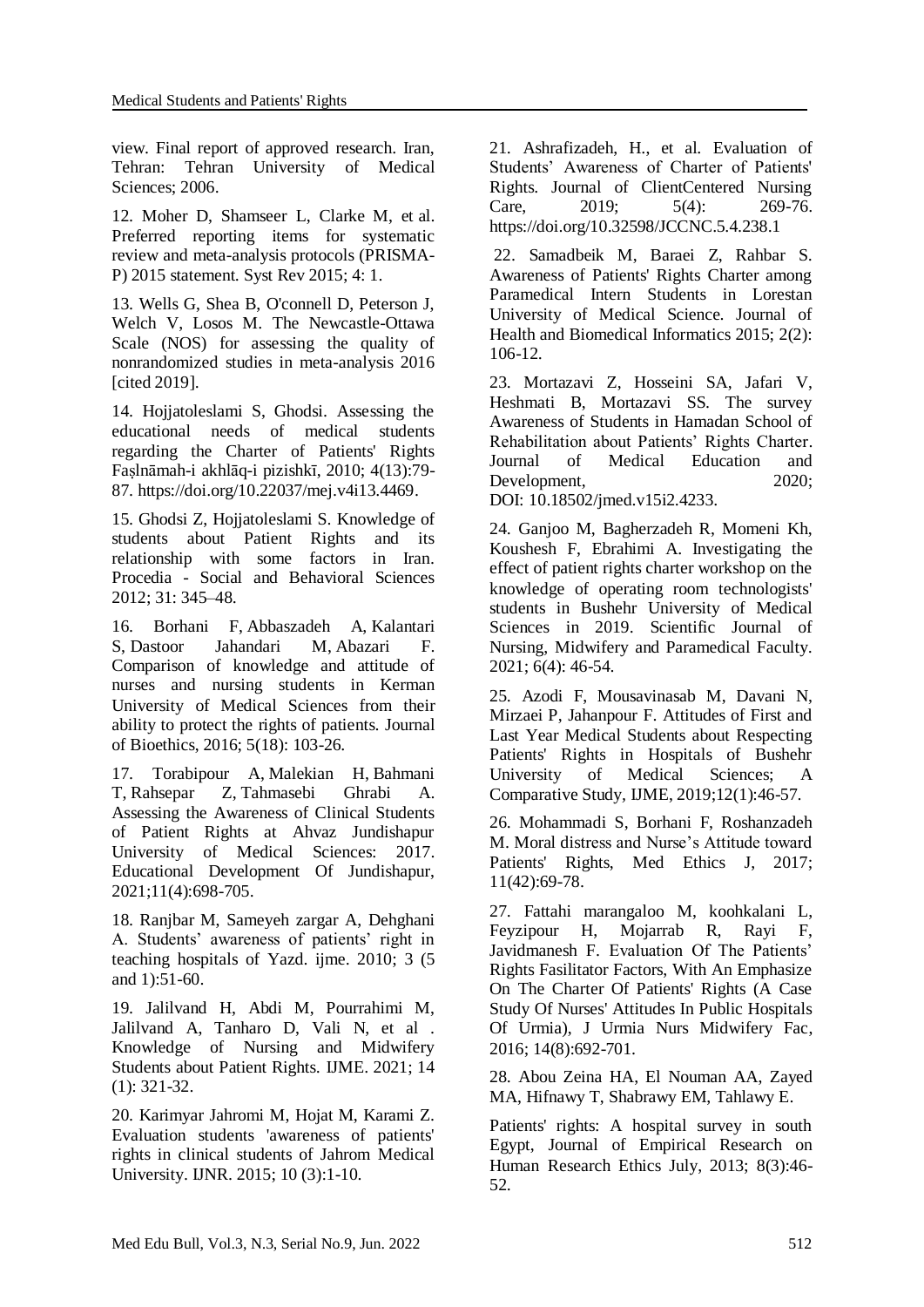view. Final report of approved research. Iran, Tehran: Tehran University of Medical Sciences; 2006.

12. Moher D, Shamseer L, Clarke M, et al. Preferred reporting items for systematic review and meta-analysis protocols (PRISMA-P) 2015 statement. Syst Rev 2015; 4: 1.

13. Wells G, Shea B, O'connell D, Peterson J, Welch V, Losos M. The Newcastle-Ottawa Scale (NOS) for assessing the quality of nonrandomized studies in meta-analysis 2016 [cited 2019].

14. Hojjatoleslami S, Ghodsi. Assessing the educational needs of medical students regarding the Charter of Patients' Rights Faṣlnāmah-i akhlāq-i pizishkī, 2010; 4(13):79-87. https://doi.org/10.22037/mej.v4i13.4469.

15. Ghodsi Z, Hojjatoleslami S. Knowledge of students about Patient Rights and its relationship with some factors in Iran. Procedia - Social and Behavioral Sciences 2012; 31: 345–48.

16. Borhani F, Abbaszadeh A, Kalantari S, Dastoor Jahandari M, Abazari F. Comparison of knowledge and attitude of nurses and nursing students in Kerman University of Medical Sciences from their ability to protect the rights of patients. Journal of Bioethics, 2016; 5(18): 103-26.

17. Torabipour A, Malekian H, Bahmani T, Rahsepar Z, Tahmasebi Ghrabi A. Assessing the Awareness of Clinical Students of Patient Rights at Ahvaz Jundishapur University of Medical Sciences: 2017. Educational Development Of Jundishapur, 2021;11(4):698-705.

18. Ranjbar M, Sameyeh zargar A, Dehghani A. Students' awareness of patients' right in teaching hospitals of Yazd. ijme. 2010; 3 (5 and 1):51-60.

19. Jalilvand H, Abdi M, Pourrahimi M, Jalilvand A, Tanharo D, Vali N, et al . Knowledge of Nursing and Midwifery Students about Patient Rights. IJME. 2021; 14 (1): 321-32.

20. Karimyar Jahromi M, Hojat M, Karami Z. Evaluation students 'awareness of patients' rights in clinical students of Jahrom Medical University. IJNR. 2015; 10 (3):1-10.

21. Ashrafizadeh, H., et al. Evaluation of Students' Awareness of Charter of Patients' Rights. Journal of ClientCentered Nursing Care, 2019; 5(4): 269-76. https://doi.org/10.32598/JCCNC.5.4.238.1

22. Samadbeik M, Baraei Z, Rahbar S. Awareness of Patients' Rights Charter among Paramedical Intern Students in Lorestan University of Medical Science. Journal of Health and Biomedical Informatics 2015; 2(2): 106-12.

23. Mortazavi Z, Hosseini SA, Jafari V, Heshmati B, Mortazavi SS. The survey Awareness of Students in Hamadan School of Rehabilitation about Patients' Rights Charter. Journal of Medical Education and Development, 2020; DOI: 10.18502/jmed.v15i2.4233.

24. Ganjoo M, Bagherzadeh R, Momeni Kh, Koushesh F, Ebrahimi A. Investigating the effect of patient rights charter workshop on the knowledge of operating room technologists' students in Bushehr University of Medical Sciences in 2019. Scientific Journal of Nursing, Midwifery and Paramedical Faculty. 2021; 6(4): 46-54.

25. Azodi F, Mousavinasab M, Davani N, Mirzaei P, Jahanpour F. Attitudes of First and Last Year Medical Students about Respecting Patients' Rights in Hospitals of Bushehr University of Medical Sciences; A Comparative Study, IJME, 2019;12(1):46-57.

26. Mohammadi S, Borhani F, Roshanzadeh M. Moral distress and Nurse's Attitude toward Patients' Rights, Med Ethics J, 2017; 11(42):69-78.

27. Fattahi marangaloo M, koohkalani L, Feyzipour H, Mojarrab R, Rayi F, Javidmanesh F. Evaluation Of The Patients' Rights Fasilitator Factors, With An Emphasize On The Charter Of Patients' Rights (A Case Study Of Nurses' Attitudes In Public Hospitals Of Urmia), J Urmia Nurs Midwifery Fac, 2016; 14(8):692-701.

28. Abou Zeina HA, El Nouman AA, Zayed MA, Hifnawy T, Shabrawy EM, Tahlawy E.

Patients' rights: A hospital survey in south Egypt, Journal of Empirical Research on Human Research Ethics July, 2013; 8(3):46-52.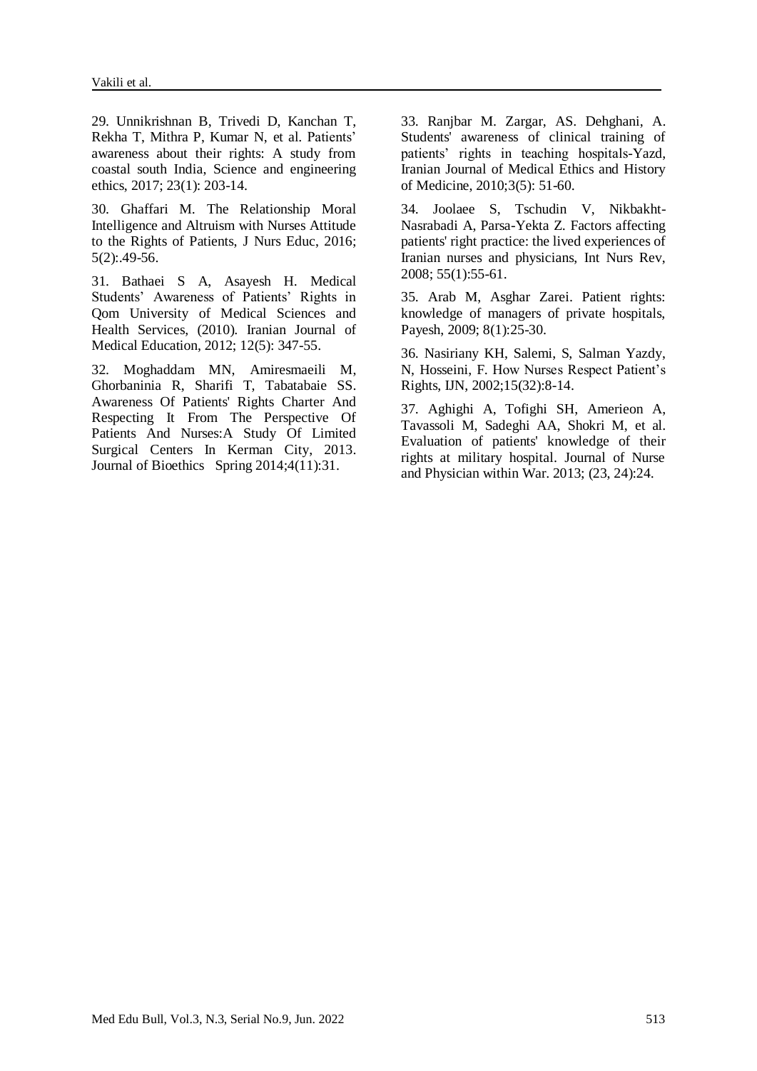29. Unnikrishnan B, Trivedi D, Kanchan T, Rekha T, Mithra P, Kumar N, et al. Patients' awareness about their rights: A study from coastal south India, Science and engineering ethics, 2017; 23(1): 203-14.

30. Ghaffari M. The Relationship Moral Intelligence and Altruism with Nurses Attitude to the Rights of Patients, J Nurs Educ, 2016; 5(2):.49-56.

31. Bathaei S A, Asayesh H. Medical Students' Awareness of Patients' Rights in Qom University of Medical Sciences and Health Services, (2010). Iranian Journal of Medical Education, 2012; 12(5): 347-55.

32. Moghaddam MN, Amiresmaeili M, Ghorbaninia R, Sharifi T, Tabatabaie SS. Awareness Of Patients' Rights Charter And Respecting It From The Perspective Of Patients And Nurses:A Study Of Limited Surgical Centers In Kerman City, 2013. Journal of Bioethics Spring 2014;4(11):31.

33. Ranjbar M. Zargar, AS. Dehghani, A. Students' awareness of clinical training of patients' rights in teaching hospitals-Yazd, Iranian Journal of Medical Ethics and History of Medicine, 2010;3(5): 51-60.

34. Joolaee S, Tschudin V, Nikbakht-Nasrabadi A, Parsa-Yekta Z. Factors affecting patients' right practice: the lived experiences of Iranian nurses and physicians, Int Nurs Rev, 2008; 55(1):55-61.

35. Arab M, Asghar Zarei. Patient rights: knowledge of managers of private hospitals, Payesh, 2009; 8(1):25-30.

36. Nasiriany KH, Salemi, S, Salman Yazdy, N, Hosseini, F. How Nurses Respect Patient's Rights, IJN, 2002;15(32):8-14.

37. Aghighi A, Tofighi SH, Amerieon A, Tavassoli M, Sadeghi AA, Shokri M, et al. Evaluation of patients' knowledge of their rights at military hospital. Journal of Nurse and Physician within War. 2013; (23, 24):24.